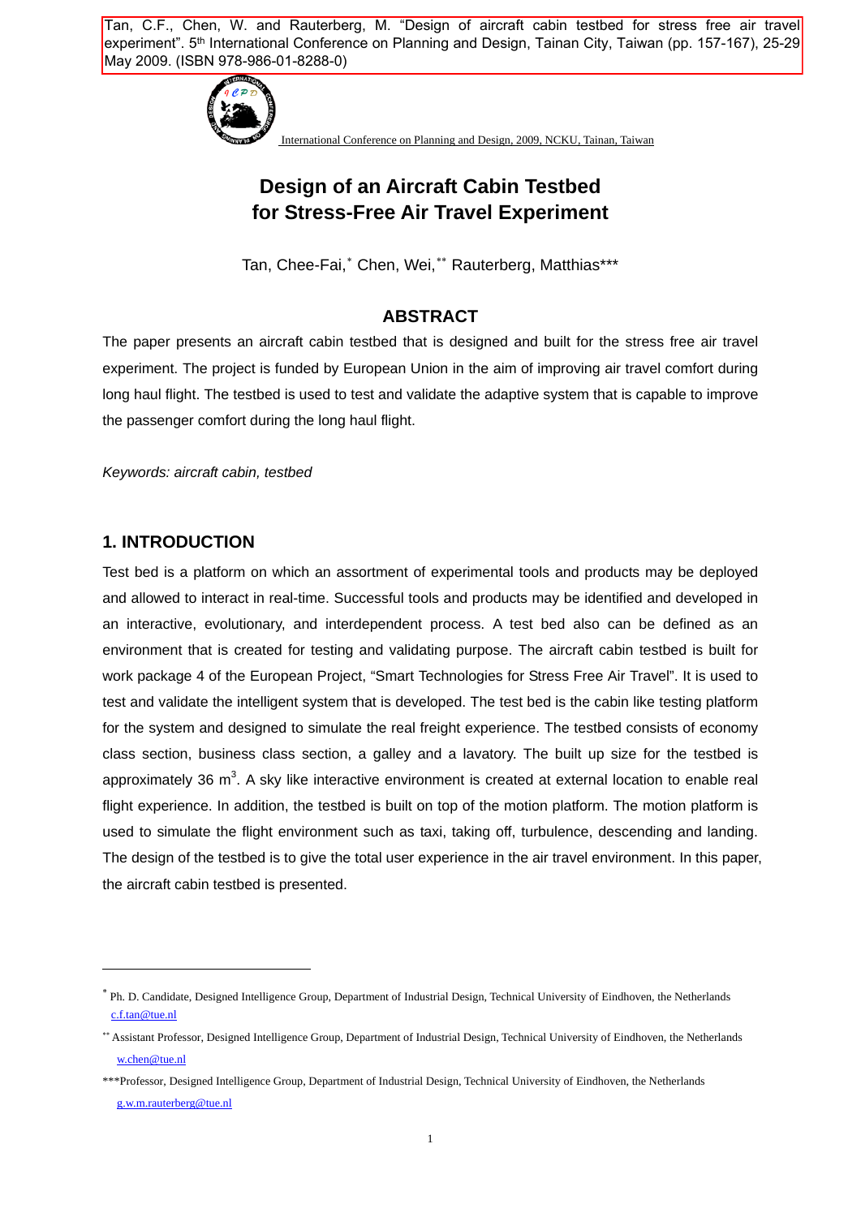Tan, C.F., Chen, W. and Rauterberg, M. "Design of aircraft cabin testbed for stress free air travel experiment". 5th International Conference on Planning and Design, Tainan City, Taiwan (pp. 157-167), 25-29 May 2009. (ISBN 978-986-01-8288-0)

International Conference on Planning and Design, 2009, NCKU, Tainan, Taiwan

# Design of an Aircraft Cabin Testbed for Stress-Free Air Travel Experiment

Tan, Chee-Fai,* Chen, Wei,** Rauterberg, Matthias***

## ABSTRACT

The paper presents an aircraft cabin testbed that is designed and built for the stress free air travel experiment. The project is funded by European Union in the aim of improving air travel comfort during long haul flight. The testbed is used to test and validate the adaptive system that is capable to improve the passenger comfort during the long haul flight.

*Keywords: aircraft cabin, testbed*

## 1. INTRODUCTION

Test bed is a platform on which an assortment of experimental tools and products may be deployed and allowed to interact in real-time. Successful tools and products may be identified and developed in an interactive, evolutionary, and interdependent process. A test bed also can be defined as an environment that is created for testing and validating purpose. The aircraft cabin testbed is built for work package 4 of the European Project, "Smart Technologies for Stress Free Air Travel". It is used to test and validate the intelligent system that is developed. The test bed is the cabin like testing platform for the system and designed to simulate the real freight experience. The testbed consists of economy class section, business class section, a galley and a lavatory. The built up size for the testbed is approximately 36 $m^3$. A sky like interactive environment is created at external location to enable real flight experience. In addition, the testbed is built on top of the motion platform. The motion platform is used to simulate the flight environment such as taxi, taking off, turbulence, descending and landing. The design of the testbed is to give the total user experience in the air travel environment. In this paper, the aircraft cabin testbed is presented.

---

* Ph. D. Candidate, Designed Intelligence Group, Department of Industrial Design, Technical University of Eindhoven, the Netherlands c.f.tan@tue.nl

** Assistant Professor, Designed Intelligence Group, Department of Industrial Design, Technical University of Eindhoven, the Netherlands w.chen@tue.nl

***Professor, Designed Intelligence Group, Department of Industrial Design, Technical University of Eindhoven, the Netherlands g.w.m.rauterberg@tue.nl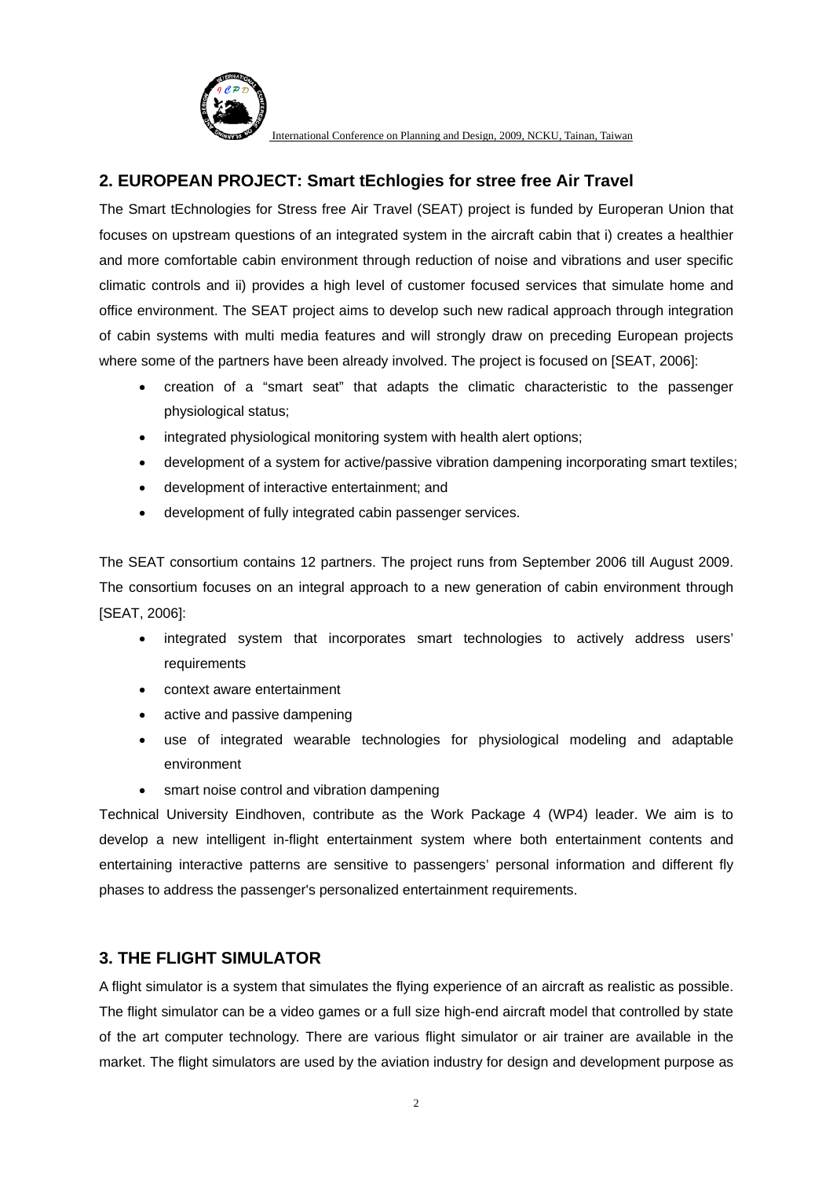## 2. EUROPEAN PROJECT: Smart tEchlogies for stree free Air Travel

The Smart tEchnologies for Stress free Air Travel (SEAT) project is funded by Europeran Union that focuses on upstream questions of an integrated system in the aircraft cabin that i) creates a healthier and more comfortable cabin environment through reduction of noise and vibrations and user specific climatic controls and ii) provides a high level of customer focused services that simulate home and office environment. The SEAT project aims to develop such new radical approach through integration of cabin systems with multi media features and will strongly draw on preceding European projects where some of the partners have been already involved. The project is focused on [SEAT, 2006]:

- creation of a "smart seat" that adapts the climatic characteristic to the passenger physiological status;
- integrated physiological monitoring system with health alert options;
- development of a system for active/passive vibration dampening incorporating smart textiles;
- development of interactive entertainment; and
- development of fully integrated cabin passenger services.

The SEAT consortium contains 12 partners. The project runs from September 2006 till August 2009. The consortium focuses on an integral approach to a new generation of cabin environment through [SEAT, 2006]:

- integrated system that incorporates smart technologies to actively address users' requirements
- context aware entertainment
- active and passive dampening
- use of integrated wearable technologies for physiological modeling and adaptable environment
- smart noise control and vibration dampening

Technical University Eindhoven, contribute as the Work Package 4 (WP4) leader. We aim is to develop a new intelligent in-flight entertainment system where both entertainment contents and entertaining interactive patterns are sensitive to passengers' personal information and different fly phases to address the passenger's personalized entertainment requirements.

## 3. THE FLIGHT SIMULATOR

A flight simulator is a system that simulates the flying experience of an aircraft as realistic as possible. The flight simulator can be a video games or a full size high-end aircraft model that controlled by state of the art computer technology. There are various flight simulator or air trainer are available in the market. The flight simulators are used by the aviation industry for design and development purpose as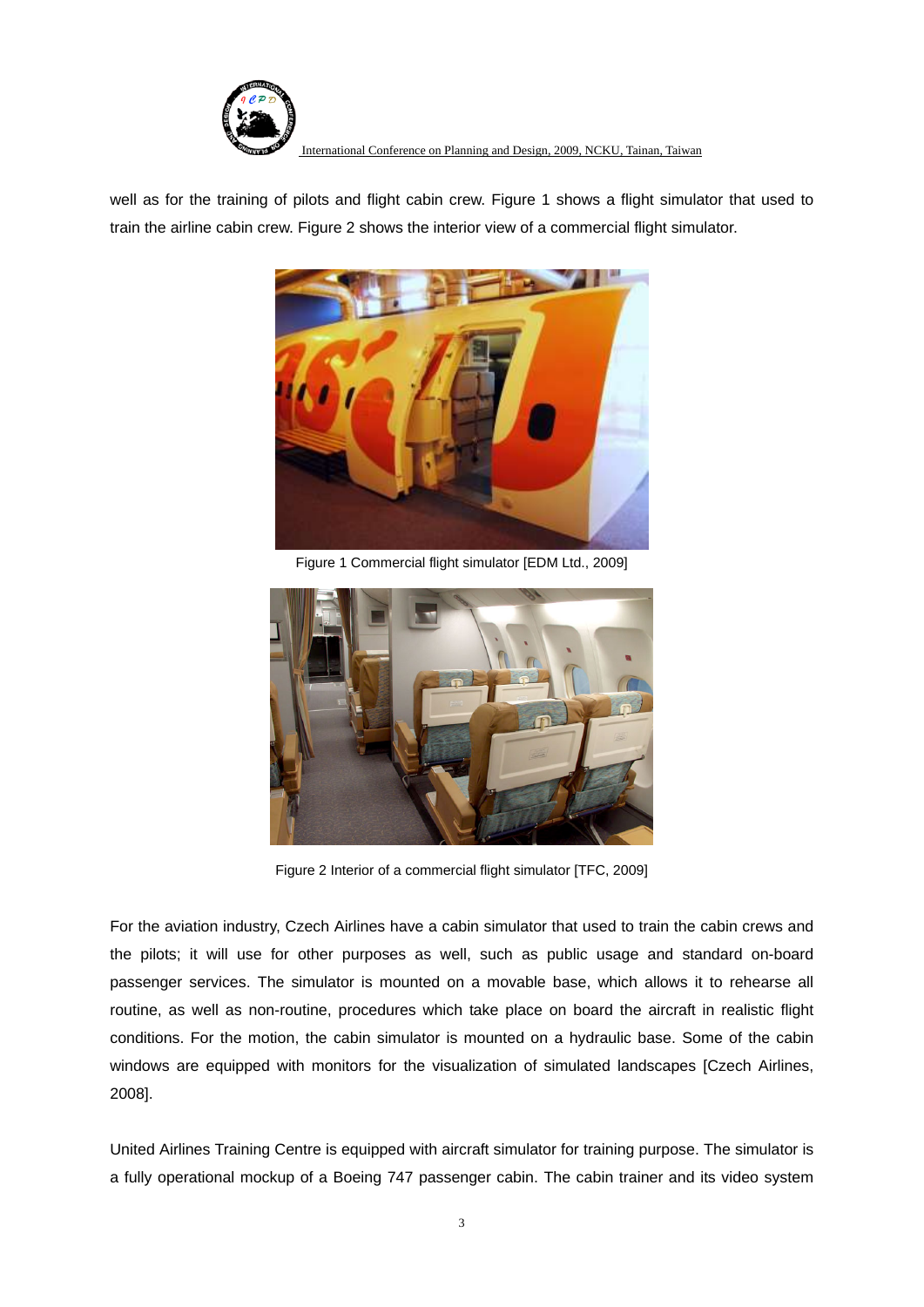well as for the training of pilots and flight cabin crew. Figure 1 shows a flight simulator that used to train the airline cabin crew. Figure 2 shows the interior view of a commercial flight simulator.

Figure 1 Commercial flight simulator [EDM Ltd., 2009]

Figure 2 Interior of a commercial flight simulator [TFC, 2009]

For the aviation industry, Czech Airlines have a cabin simulator that used to train the cabin crews and the pilots; it will use for other purposes as well, such as public usage and standard on-board passenger services. The simulator is mounted on a movable base, which allows it to rehearse all routine, as well as non-routine, procedures which take place on board the aircraft in realistic flight conditions. For the motion, the cabin simulator is mounted on a hydraulic base. Some of the cabin windows are equipped with monitors for the visualization of simulated landscapes [Czech Airlines, 2008].

United Airlines Training Centre is equipped with aircraft simulator for training purpose. The simulator is a fully operational mockup of a Boeing 747 passenger cabin. The cabin trainer and its video system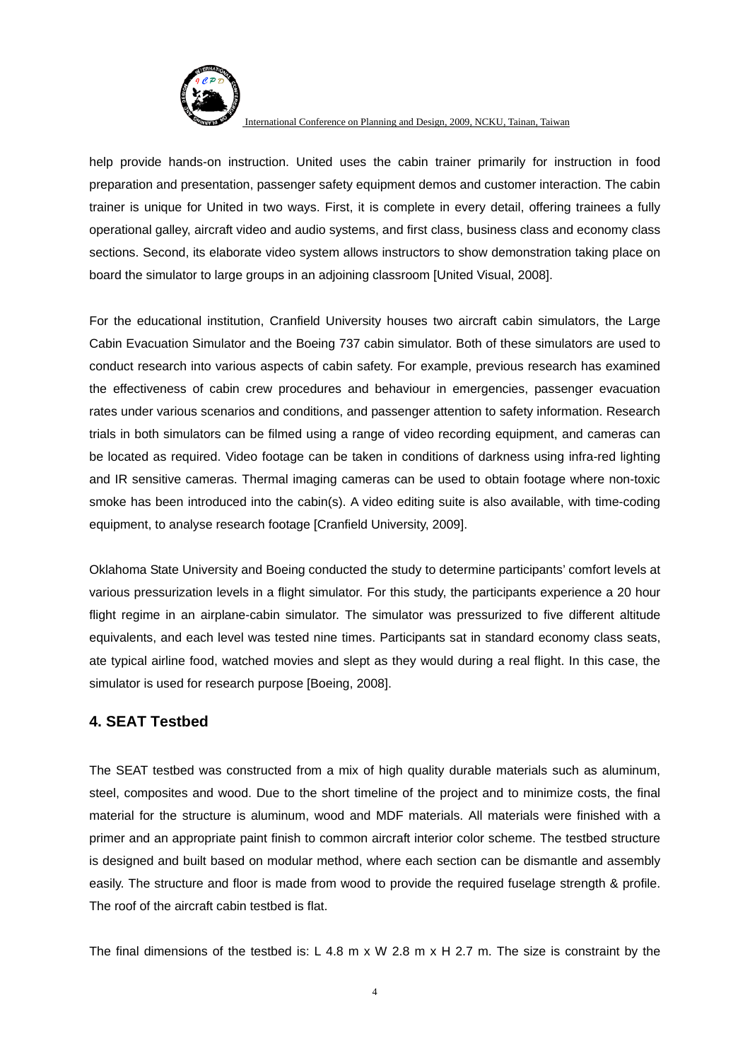help provide hands-on instruction. United uses the cabin trainer primarily for instruction in food preparation and presentation, passenger safety equipment demos and customer interaction. The cabin trainer is unique for United in two ways. First, it is complete in every detail, offering trainees a fully operational galley, aircraft video and audio systems, and first class, business class and economy class sections. Second, its elaborate video system allows instructors to show demonstration taking place on board the simulator to large groups in an adjoining classroom [United Visual, 2008].

For the educational institution, Cranfield University houses two aircraft cabin simulators, the Large Cabin Evacuation Simulator and the Boeing 737 cabin simulator. Both of these simulators are used to conduct research into various aspects of cabin safety. For example, previous research has examined the effectiveness of cabin crew procedures and behaviour in emergencies, passenger evacuation rates under various scenarios and conditions, and passenger attention to safety information. Research trials in both simulators can be filmed using a range of video recording equipment, and cameras can be located as required. Video footage can be taken in conditions of darkness using infra-red lighting and IR sensitive cameras. Thermal imaging cameras can be used to obtain footage where non-toxic smoke has been introduced into the cabin(s). A video editing suite is also available, with time-coding equipment, to analyse research footage [Cranfield University, 2009].

Oklahoma State University and Boeing conducted the study to determine participants' comfort levels at various pressurization levels in a flight simulator. For this study, the participants experience a 20 hour flight regime in an airplane-cabin simulator. The simulator was pressurized to five different altitude equivalents, and each level was tested nine times. Participants sat in standard economy class seats, ate typical airline food, watched movies and slept as they would during a real flight. In this case, the simulator is used for research purpose [Boeing, 2008].

## 4. SEAT Testbed

The SEAT testbed was constructed from a mix of high quality durable materials such as aluminum, steel, composites and wood. Due to the short timeline of the project and to minimize costs, the final material for the structure is aluminum, wood and MDF materials. All materials were finished with a primer and an appropriate paint finish to common aircraft interior color scheme. The testbed structure is designed and built based on modular method, where each section can be dismantle and assembly easily. The structure and floor is made from wood to provide the required fuselage strength & profile. The roof of the aircraft cabin testbed is flat.

The final dimensions of the testbed is: L 4.8 m x W 2.8 m x H 2.7 m. The size is constraint by the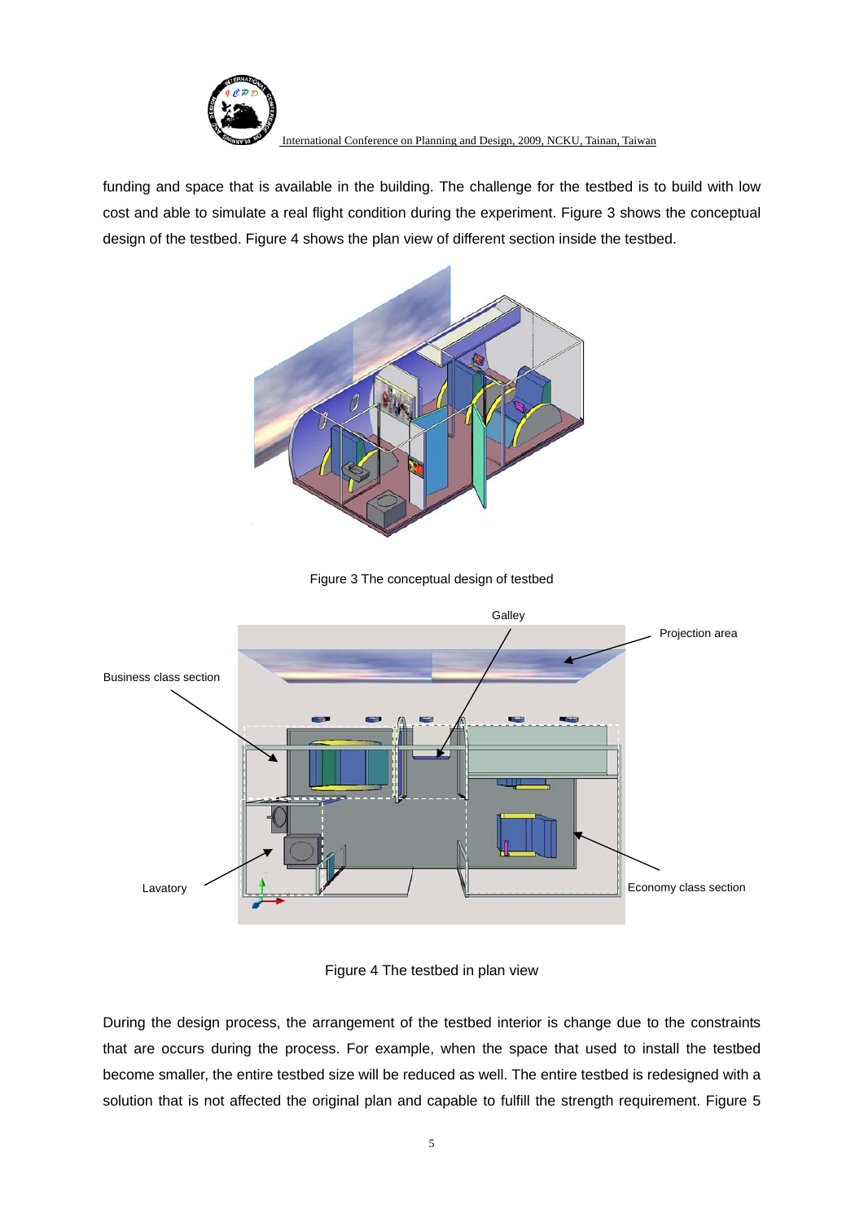funding and space that is available in the building. The challenge for the testbed is to build with low cost and able to simulate a real flight condition during the experiment. Figure 3 shows the conceptual design of the testbed. Figure 4 shows the plan view of different section inside the testbed.

Figure 3 The conceptual design of testbed

Figure 4 The testbed in plan view

During the design process, the arrangement of the testbed interior is change due to the constraints that are occurs during the process. For example, when the space that used to install the testbed become smaller, the entire testbed size will be reduced as well. The entire testbed is redesigned with a solution that is not affected the original plan and capable to fulfill the strength requirement. Figure 5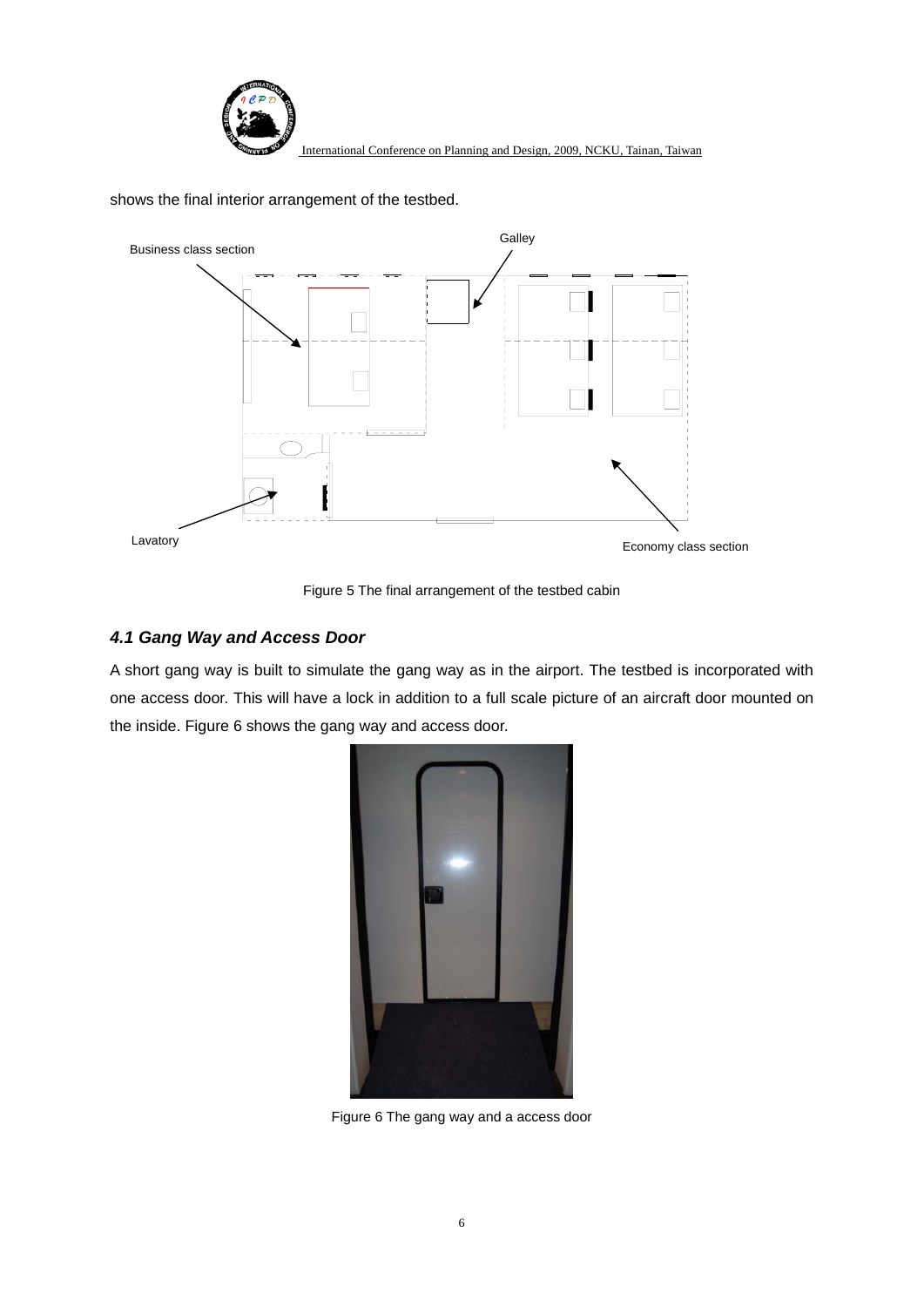shows the final interior arrangement of the testbed.

Figure 5 The final arrangement of the testbed cabin

### *4.1 Gang Way and Access Door*

A short gang way is built to simulate the gang way as in the airport. The testbed is incorporated with one access door. This will have a lock in addition to a full scale picture of an aircraft door mounted on the inside. Figure 6 shows the gang way and access door.

Figure 6 The gang way and a access door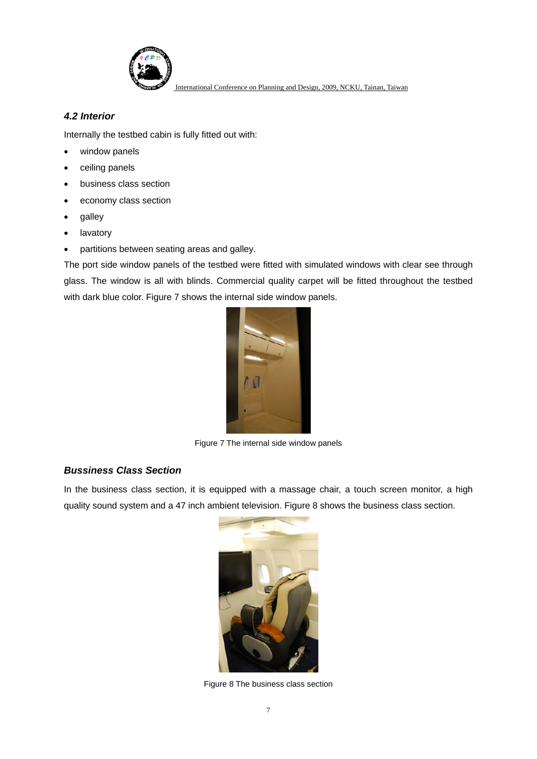### *4.2 Interior*

Internally the testbed cabin is fully fitted out with:

- window panels
- ceiling panels
- business class section
- economy class section
- galley
- lavatory
- partitions between seating areas and galley.

The port side window panels of the testbed were fitted with simulated windows with clear see through glass. The window is all with blinds. Commercial quality carpet will be fitted throughout the testbed with dark blue color. Figure 7 shows the internal side window panels.

Figure 7 The internal side window panels

### *Bussiness Class Section*

In the business class section, it is equipped with a massage chair, a touch screen monitor, a high quality sound system and a 47 inch ambient television. Figure 8 shows the business class section.

Figure 8 The business class section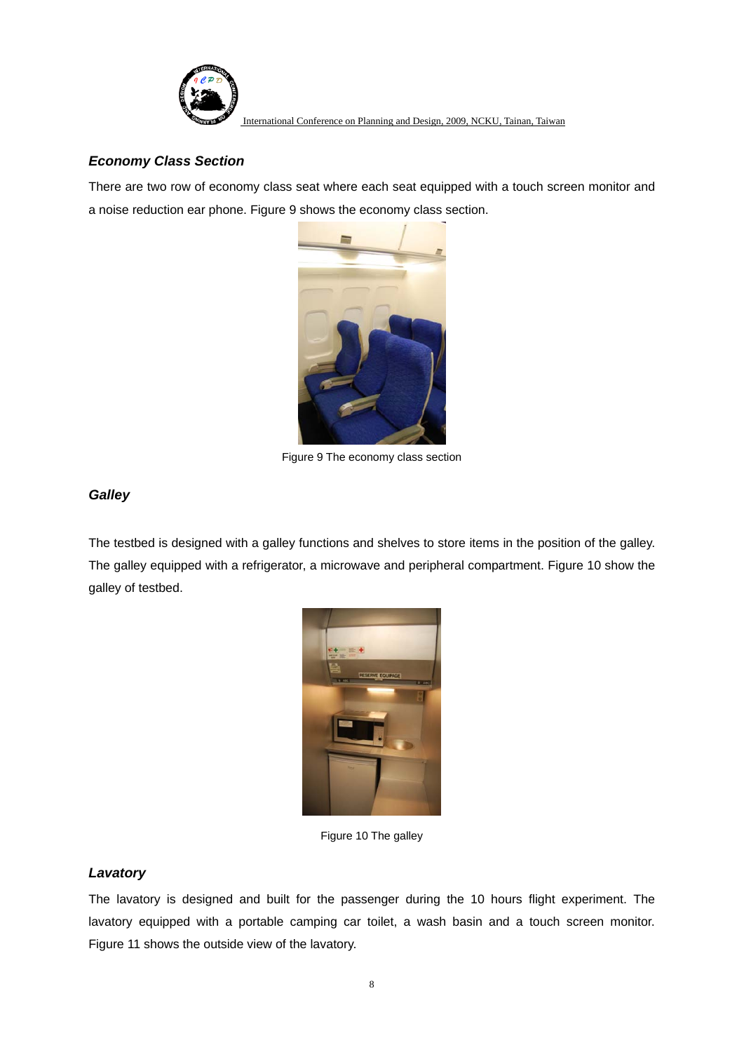### *Economy Class Section*

There are two row of economy class seat where each seat equipped with a touch screen monitor and a noise reduction ear phone. Figure 9 shows the economy class section.

Figure 9 The economy class section

### *Galley*

The testbed is designed with a galley functions and shelves to store items in the position of the galley. The galley equipped with a refrigerator, a microwave and peripheral compartment. Figure 10 show the galley of testbed.

Figure 10 The galley

### *Lavatory*

The lavatory is designed and built for the passenger during the 10 hours flight experiment. The lavatory equipped with a portable camping car toilet, a wash basin and a touch screen monitor. Figure 11 shows the outside view of the lavatory.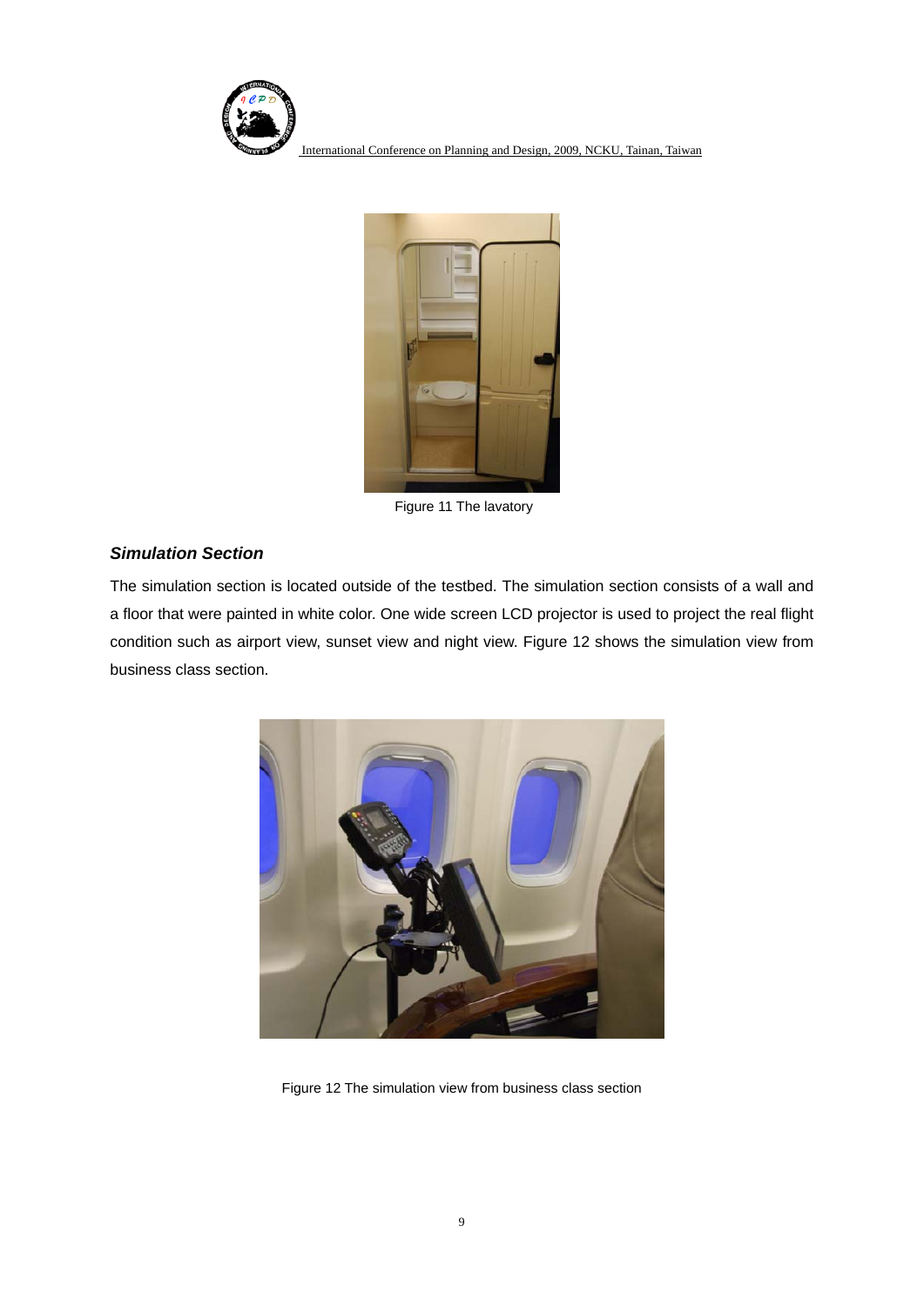Figure 11 The lavatory

### *Simulation Section*

The simulation section is located outside of the testbed. The simulation section consists of a wall and a floor that were painted in white color. One wide screen LCD projector is used to project the real flight condition such as airport view, sunset view and night view. Figure 12 shows the simulation view from business class section.

Figure 12 The simulation view from business class section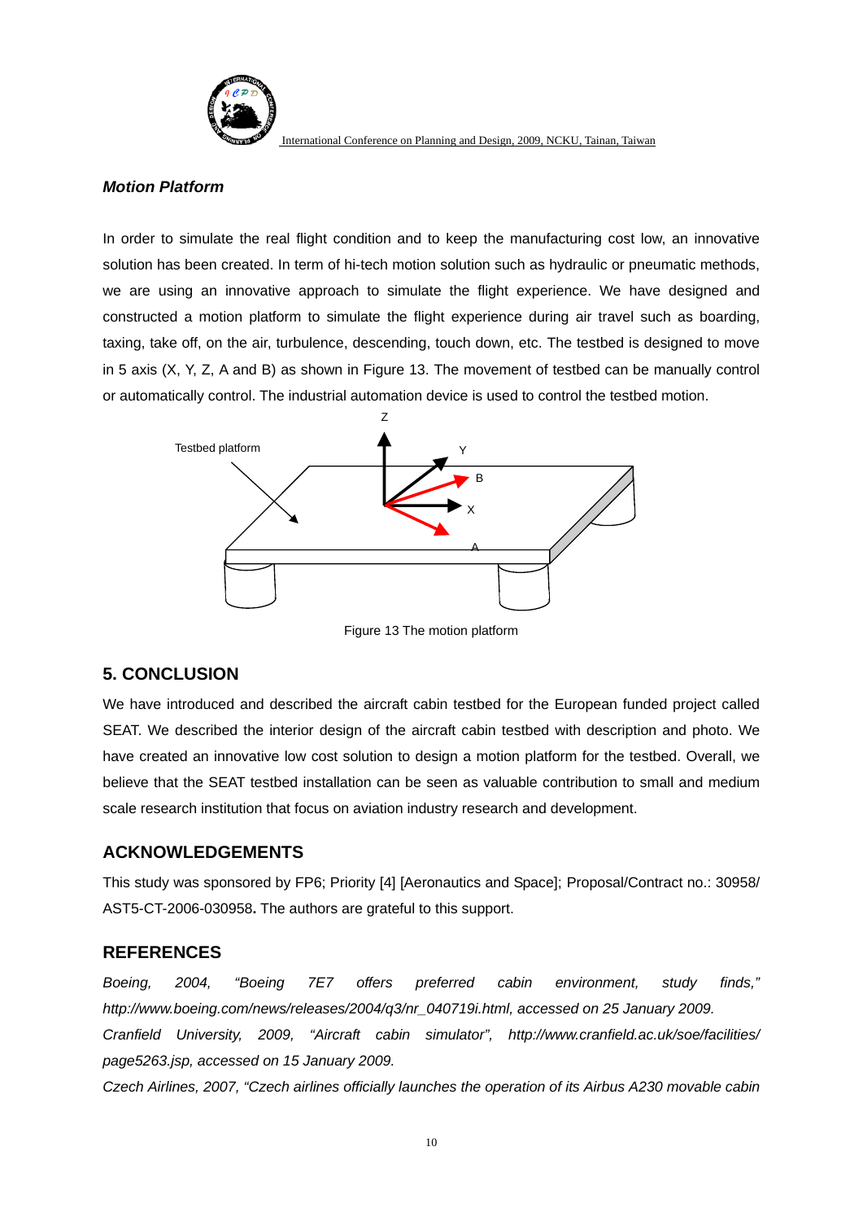### *Motion Platform*

In order to simulate the real flight condition and to keep the manufacturing cost low, an innovative solution has been created. In term of hi-tech motion solution such as hydraulic or pneumatic methods, we are using an innovative approach to simulate the flight experience. We have designed and constructed a motion platform to simulate the flight experience during air travel such as boarding, taxing, take off, on the air, turbulence, descending, touch down, etc. The testbed is designed to move in 5 axis (X, Y, Z, A and B) as shown in Figure 13. The movement of testbed can be manually control or automatically control. The industrial automation device is used to control the testbed motion.

Figure 13 The motion platform

## 5. CONCLUSION

We have introduced and described the aircraft cabin testbed for the European funded project called SEAT. We described the interior design of the aircraft cabin testbed with description and photo. We have created an innovative low cost solution to design a motion platform for the testbed. Overall, we believe that the SEAT testbed installation can be seen as valuable contribution to small and medium scale research institution that focus on aviation industry research and development.

## ACKNOWLEDGEMENTS

This study was sponsored by FP6; Priority [4] [Aeronautics and Space]; Proposal/Contract no.: 30958/ AST5-CT-2006-030958**.** The authors are grateful to this support.

## REFERENCES

*Boeing, 2004, "Boeing 7E7 offers preferred cabin environment, study finds," http://www.boeing.com/news/releases/2004/q3/nr_040719i.html, accessed on 25 January 2009.*

*Cranfield University, 2009, "Aircraft cabin simulator", http://www.cranfield.ac.uk/soe/facilities/ page5263.jsp, accessed on 15 January 2009.*

*Czech Airlines, 2007, "Czech airlines officially launches the operation of its Airbus A230 movable cabin*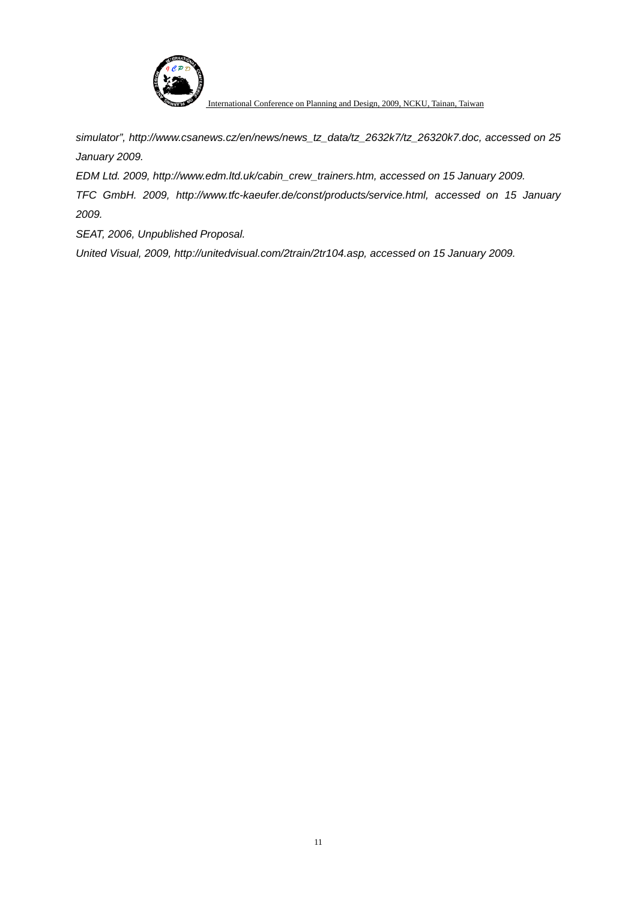*simulator", http://www.csanews.cz/en/news/news_tz_data/tz_2632k7/tz_26320k7.doc, accessed on 25 January 2009.*

*EDM Ltd. 2009, http://www.edm.ltd.uk/cabin_crew_trainers.htm, accessed on 15 January 2009.*

*TFC GmbH. 2009, http://www.tfc-kaeufer.de/const/products/service.html, accessed on 15 January 2009.*

*SEAT, 2006, Unpublished Proposal.*

*United Visual, 2009, http://unitedvisual.com/2train/2tr104.asp, accessed on 15 January 2009.*